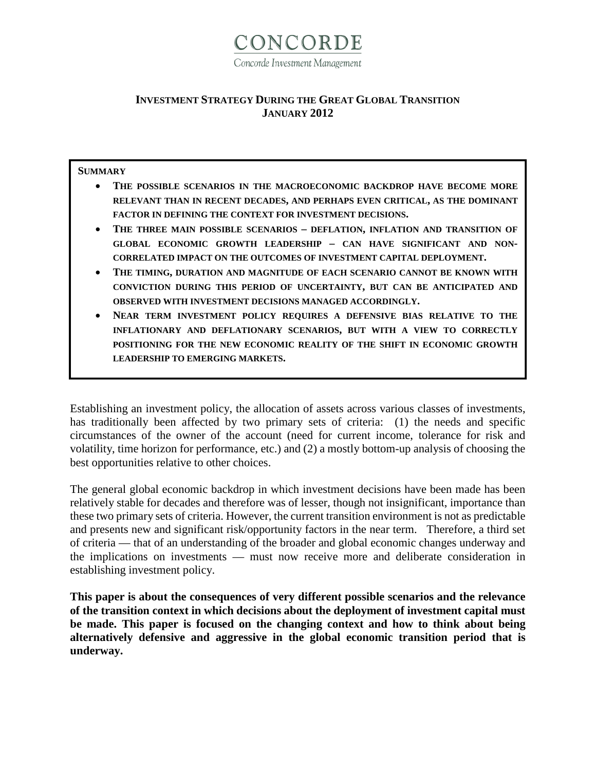CONCORDE

Concorde Investment Management

# INVESTMENT STRATEGY DURING THE GREAT GLOBAL TRANSITION
## JANUARY 2012

**SUMMARY**

- **THE POSSIBLE SCENARIOS IN THE MACROECONOMIC BACKDROP HAVE BECOME MORE RELEVANT THAN IN RECENT DECADES, AND PERHAPS EVEN CRITICAL, AS THE DOMINANT FACTOR IN DEFINING THE CONTEXT FOR INVESTMENT DECISIONS.**
- **THE THREE MAIN POSSIBLE SCENARIOS – DEFLATION, INFLATION AND TRANSITION OF GLOBAL ECONOMIC GROWTH LEADERSHIP – CAN HAVE SIGNIFICANT AND NON-CORRELATED IMPACT ON THE OUTCOMES OF INVESTMENT CAPITAL DEPLOYMENT.**
- **THE TIMING, DURATION AND MAGNITUDE OF EACH SCENARIO CANNOT BE KNOWN WITH CONVICTION DURING THIS PERIOD OF UNCERTAINTY, BUT CAN BE ANTICIPATED AND OBSERVED WITH INVESTMENT DECISIONS MANAGED ACCORDINGLY.**
- **NEAR TERM INVESTMENT POLICY REQUIRES A DEFENSIVE BIAS RELATIVE TO THE INFLATIONARY AND DEFLATIONARY SCENARIOS, BUT WITH A VIEW TO CORRECTLY POSITIONING FOR THE NEW ECONOMIC REALITY OF THE SHIFT IN ECONOMIC GROWTH LEADERSHIP TO EMERGING MARKETS.**

Establishing an investment policy, the allocation of assets across various classes of investments, has traditionally been affected by two primary sets of criteria: (1) the needs and specific circumstances of the owner of the account (need for current income, tolerance for risk and volatility, time horizon for performance, etc.) and (2) a mostly bottom-up analysis of choosing the best opportunities relative to other choices.

The general global economic backdrop in which investment decisions have been made has been relatively stable for decades and therefore was of lesser, though not insignificant, importance than these two primary sets of criteria. However, the current transition environment is not as predictable and presents new and significant risk/opportunity factors in the near term. Therefore, a third set of criteria — that of an understanding of the broader and global economic changes underway and the implications on investments — must now receive more and deliberate consideration in establishing investment policy.

**This paper is about the consequences of very different possible scenarios and the relevance of the transition context in which decisions about the deployment of investment capital must be made. This paper is focused on the changing context and how to think about being alternatively defensive and aggressive in the global economic transition period that is underway.**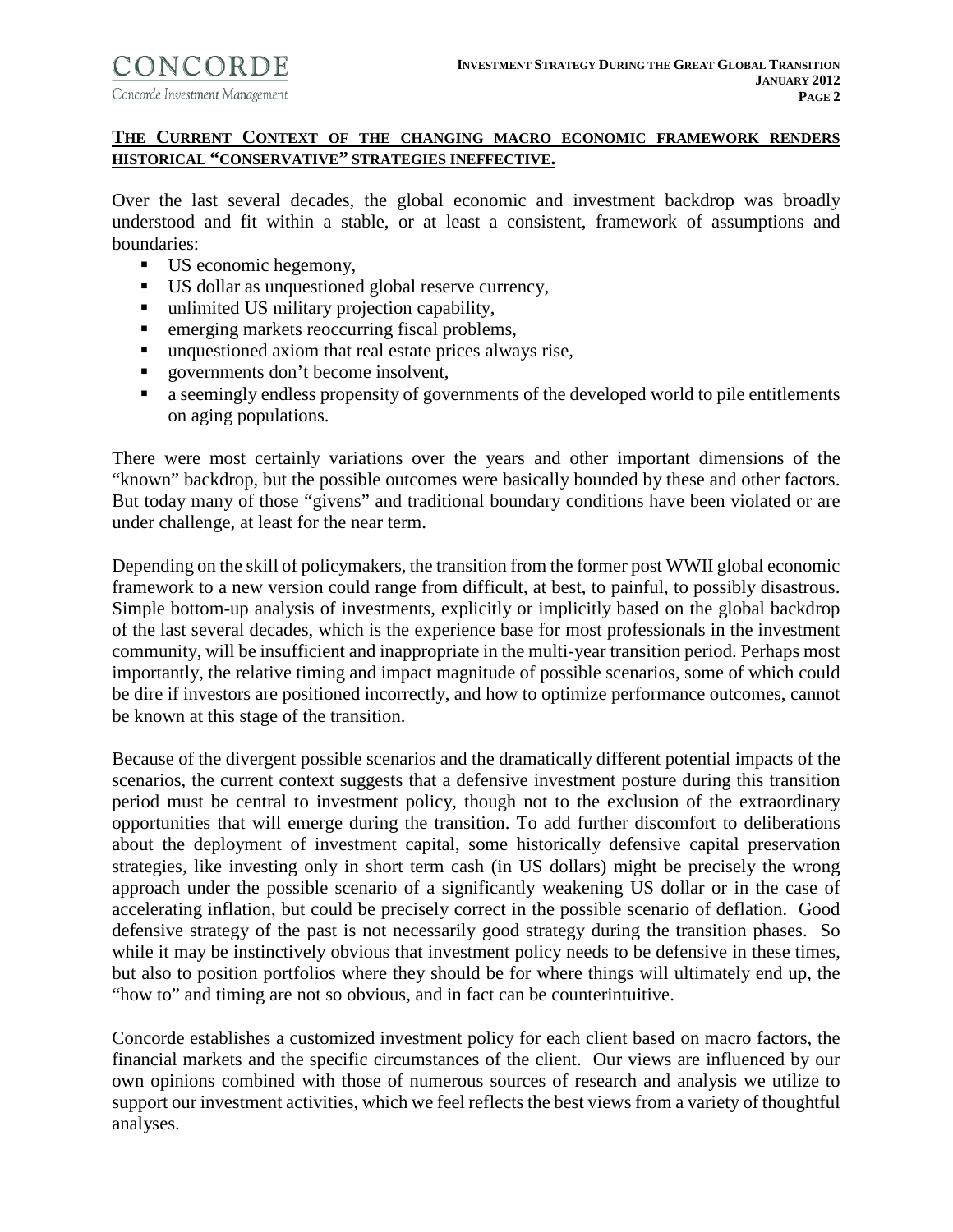## THE CURRENT CONTEXT OF THE CHANGING MACRO ECONOMIC FRAMEWORK RENDERS HISTORICAL "CONSERVATIVE" STRATEGIES INEFFECTIVE.

Over the last several decades, the global economic and investment backdrop was broadly understood and fit within a stable, or at least a consistent, framework of assumptions and boundaries:

- US economic hegemony,
- US dollar as unquestioned global reserve currency,
- unlimited US military projection capability,
- emerging markets reoccurring fiscal problems,
- unquestioned axiom that real estate prices always rise,
- governments don't become insolvent,
- a seemingly endless propensity of governments of the developed world to pile entitlements on aging populations.

There were most certainly variations over the years and other important dimensions of the "known" backdrop, but the possible outcomes were basically bounded by these and other factors. But today many of those "givens" and traditional boundary conditions have been violated or are under challenge, at least for the near term.

Depending on the skill of policymakers, the transition from the former post WWII global economic framework to a new version could range from difficult, at best, to painful, to possibly disastrous. Simple bottom-up analysis of investments, explicitly or implicitly based on the global backdrop of the last several decades, which is the experience base for most professionals in the investment community, will be insufficient and inappropriate in the multi-year transition period. Perhaps most importantly, the relative timing and impact magnitude of possible scenarios, some of which could be dire if investors are positioned incorrectly, and how to optimize performance outcomes, cannot be known at this stage of the transition.

Because of the divergent possible scenarios and the dramatically different potential impacts of the scenarios, the current context suggests that a defensive investment posture during this transition period must be central to investment policy, though not to the exclusion of the extraordinary opportunities that will emerge during the transition. To add further discomfort to deliberations about the deployment of investment capital, some historically defensive capital preservation strategies, like investing only in short term cash (in US dollars) might be precisely the wrong approach under the possible scenario of a significantly weakening US dollar or in the case of accelerating inflation, but could be precisely correct in the possible scenario of deflation. Good defensive strategy of the past is not necessarily good strategy during the transition phases. So while it may be instinctively obvious that investment policy needs to be defensive in these times, but also to position portfolios where they should be for where things will ultimately end up, the "how to" and timing are not so obvious, and in fact can be counterintuitive.

Concorde establishes a customized investment policy for each client based on macro factors, the financial markets and the specific circumstances of the client. Our views are influenced by our own opinions combined with those of numerous sources of research and analysis we utilize to support our investment activities, which we feel reflects the best views from a variety of thoughtful analyses.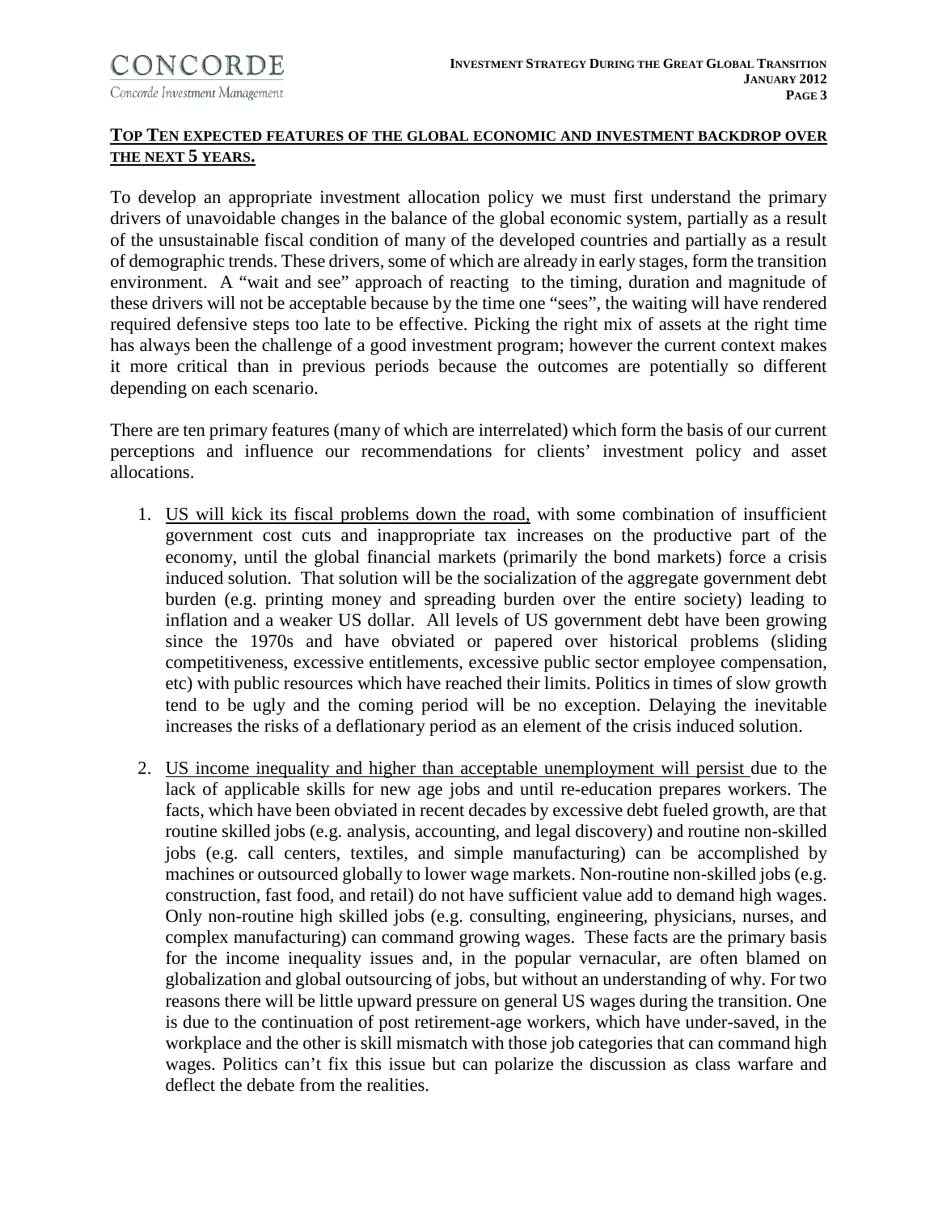## TOP TEN EXPECTED FEATURES OF THE GLOBAL ECONOMIC AND INVESTMENT BACKDROP OVER THE NEXT 5 YEARS.

To develop an appropriate investment allocation policy we must first understand the primary drivers of unavoidable changes in the balance of the global economic system, partially as a result of the unsustainable fiscal condition of many of the developed countries and partially as a result of demographic trends. These drivers, some of which are already in early stages, form the transition environment. A "wait and see" approach of reacting to the timing, duration and magnitude of these drivers will not be acceptable because by the time one "sees", the waiting will have rendered required defensive steps too late to be effective. Picking the right mix of assets at the right time has always been the challenge of a good investment program; however the current context makes it more critical than in previous periods because the outcomes are potentially so different depending on each scenario.

There are ten primary features (many of which are interrelated) which form the basis of our current perceptions and influence our recommendations for clients' investment policy and asset allocations.

1. <u>US will kick its fiscal problems down the road,</u> with some combination of insufficient government cost cuts and inappropriate tax increases on the productive part of the economy, until the global financial markets (primarily the bond markets) force a crisis induced solution. That solution will be the socialization of the aggregate government debt burden (e.g. printing money and spreading burden over the entire society) leading to inflation and a weaker US dollar. All levels of US government debt have been growing since the 1970s and have obviated or papered over historical problems (sliding competitiveness, excessive entitlements, excessive public sector employee compensation, etc) with public resources which have reached their limits. Politics in times of slow growth tend to be ugly and the coming period will be no exception. Delaying the inevitable increases the risks of a deflationary period as an element of the crisis induced solution.

2. <u>US income inequality and higher than acceptable unemployment will persist</u> due to the lack of applicable skills for new age jobs and until re-education prepares workers. The facts, which have been obviated in recent decades by excessive debt fueled growth, are that routine skilled jobs (e.g. analysis, accounting, and legal discovery) and routine non-skilled jobs (e.g. call centers, textiles, and simple manufacturing) can be accomplished by machines or outsourced globally to lower wage markets. Non-routine non-skilled jobs (e.g. construction, fast food, and retail) do not have sufficient value add to demand high wages. Only non-routine high skilled jobs (e.g. consulting, engineering, physicians, nurses, and complex manufacturing) can command growing wages. These facts are the primary basis for the income inequality issues and, in the popular vernacular, are often blamed on globalization and global outsourcing of jobs, but without an understanding of why. For two reasons there will be little upward pressure on general US wages during the transition. One is due to the continuation of post retirement-age workers, which have under-saved, in the workplace and the other is skill mismatch with those job categories that can command high wages. Politics can't fix this issue but can polarize the discussion as class warfare and deflect the debate from the realities.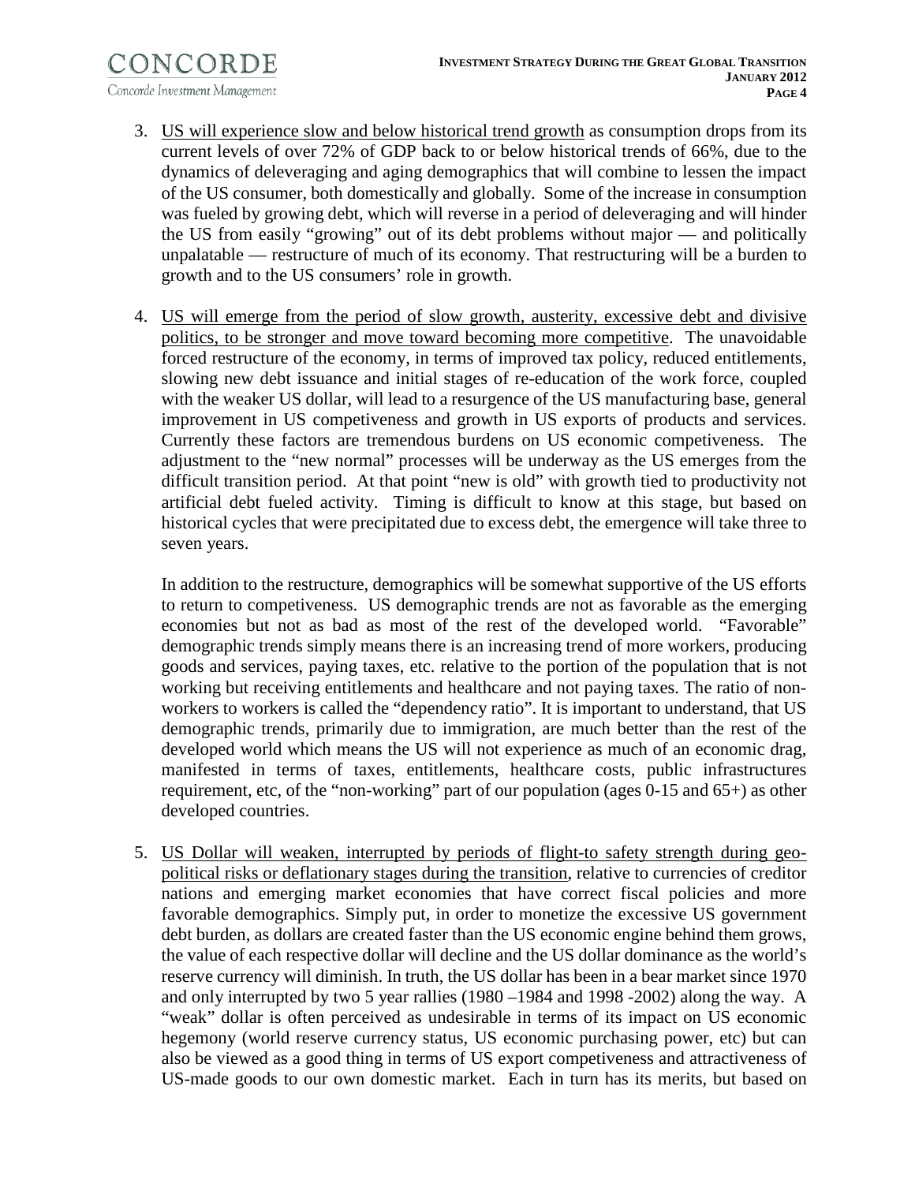3. <u>US will experience slow and below historical trend growth</u> as consumption drops from its current levels of over 72% of GDP back to or below historical trends of 66%, due to the dynamics of deleveraging and aging demographics that will combine to lessen the impact of the US consumer, both domestically and globally. Some of the increase in consumption was fueled by growing debt, which will reverse in a period of deleveraging and will hinder the US from easily "growing" out of its debt problems without major — and politically unpalatable — restructure of much of its economy. That restructuring will be a burden to growth and to the US consumers' role in growth.

4. <u>US will emerge from the period of slow growth, austerity, excessive debt and divisive politics, to be stronger and move toward becoming more competitive</u>. The unavoidable forced restructure of the economy, in terms of improved tax policy, reduced entitlements, slowing new debt issuance and initial stages of re-education of the work force, coupled with the weaker US dollar, will lead to a resurgence of the US manufacturing base, general improvement in US competiveness and growth in US exports of products and services. Currently these factors are tremendous burdens on US economic competiveness. The adjustment to the "new normal" processes will be underway as the US emerges from the difficult transition period. At that point "new is old" with growth tied to productivity not artificial debt fueled activity. Timing is difficult to know at this stage, but based on historical cycles that were precipitated due to excess debt, the emergence will take three to seven years.

   In addition to the restructure, demographics will be somewhat supportive of the US efforts to return to competiveness. US demographic trends are not as favorable as the emerging economies but not as bad as most of the rest of the developed world. "Favorable" demographic trends simply means there is an increasing trend of more workers, producing goods and services, paying taxes, etc. relative to the portion of the population that is not working but receiving entitlements and healthcare and not paying taxes. The ratio of non-workers to workers is called the "dependency ratio". It is important to understand, that US demographic trends, primarily due to immigration, are much better than the rest of the developed world which means the US will not experience as much of an economic drag, manifested in terms of taxes, entitlements, healthcare costs, public infrastructures requirement, etc, of the "non-working" part of our population (ages 0-15 and 65+) as other developed countries.

5. <u>US Dollar will weaken, interrupted by periods of flight-to safety strength during geo-political risks or deflationary stages during the transition</u>, relative to currencies of creditor nations and emerging market economies that have correct fiscal policies and more favorable demographics. Simply put, in order to monetize the excessive US government debt burden, as dollars are created faster than the US economic engine behind them grows, the value of each respective dollar will decline and the US dollar dominance as the world's reserve currency will diminish. In truth, the US dollar has been in a bear market since 1970 and only interrupted by two 5 year rallies (1980 –1984 and 1998 -2002) along the way. A "weak" dollar is often perceived as undesirable in terms of its impact on US economic hegemony (world reserve currency status, US economic purchasing power, etc) but can also be viewed as a good thing in terms of US export competiveness and attractiveness of US-made goods to our own domestic market. Each in turn has its merits, but based on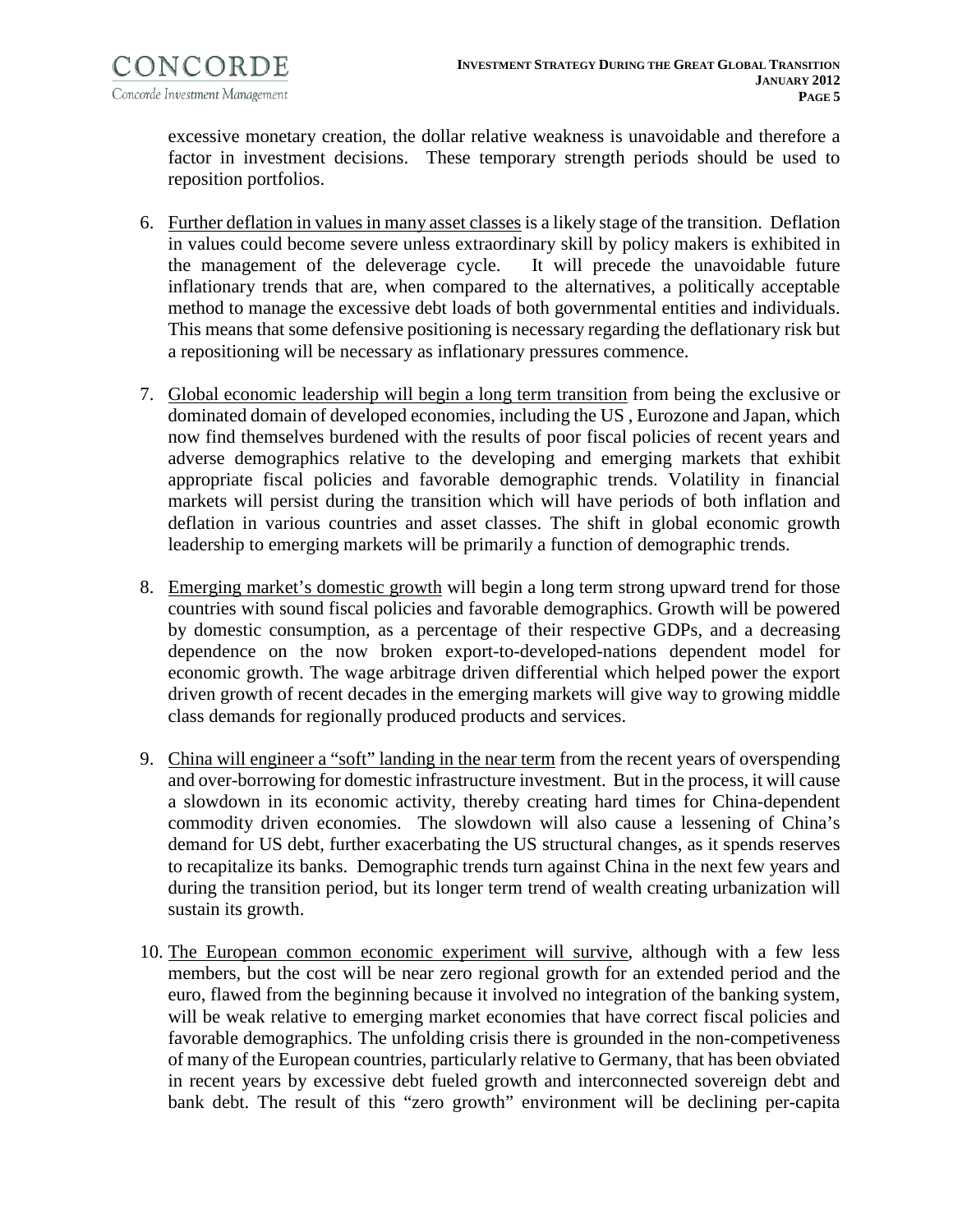excessive monetary creation, the dollar relative weakness is unavoidable and therefore a factor in investment decisions. These temporary strength periods should be used to reposition portfolios.

6. <u>Further deflation in values in many asset classes</u> is a likely stage of the transition. Deflation in values could become severe unless extraordinary skill by policy makers is exhibited in the management of the deleverage cycle. It will precede the unavoidable future inflationary trends that are, when compared to the alternatives, a politically acceptable method to manage the excessive debt loads of both governmental entities and individuals. This means that some defensive positioning is necessary regarding the deflationary risk but a repositioning will be necessary as inflationary pressures commence.

7. <u>Global economic leadership will begin a long term transition</u> from being the exclusive or dominated domain of developed economies, including the US , Eurozone and Japan, which now find themselves burdened with the results of poor fiscal policies of recent years and adverse demographics relative to the developing and emerging markets that exhibit appropriate fiscal policies and favorable demographic trends. Volatility in financial markets will persist during the transition which will have periods of both inflation and deflation in various countries and asset classes. The shift in global economic growth leadership to emerging markets will be primarily a function of demographic trends.

8. <u>Emerging market's domestic growth</u> will begin a long term strong upward trend for those countries with sound fiscal policies and favorable demographics. Growth will be powered by domestic consumption, as a percentage of their respective GDPs, and a decreasing dependence on the now broken export-to-developed-nations dependent model for economic growth. The wage arbitrage driven differential which helped power the export driven growth of recent decades in the emerging markets will give way to growing middle class demands for regionally produced products and services.

9. <u>China will engineer a "soft" landing in the near term</u> from the recent years of overspending and over-borrowing for domestic infrastructure investment. But in the process, it will cause a slowdown in its economic activity, thereby creating hard times for China-dependent commodity driven economies. The slowdown will also cause a lessening of China's demand for US debt, further exacerbating the US structural changes, as it spends reserves to recapitalize its banks. Demographic trends turn against China in the next few years and during the transition period, but its longer term trend of wealth creating urbanization will sustain its growth.

10. <u>The European common economic experiment will survive</u>, although with a few less members, but the cost will be near zero regional growth for an extended period and the euro, flawed from the beginning because it involved no integration of the banking system, will be weak relative to emerging market economies that have correct fiscal policies and favorable demographics. The unfolding crisis there is grounded in the non-competiveness of many of the European countries, particularly relative to Germany, that has been obviated in recent years by excessive debt fueled growth and interconnected sovereign debt and bank debt. The result of this "zero growth" environment will be declining per-capita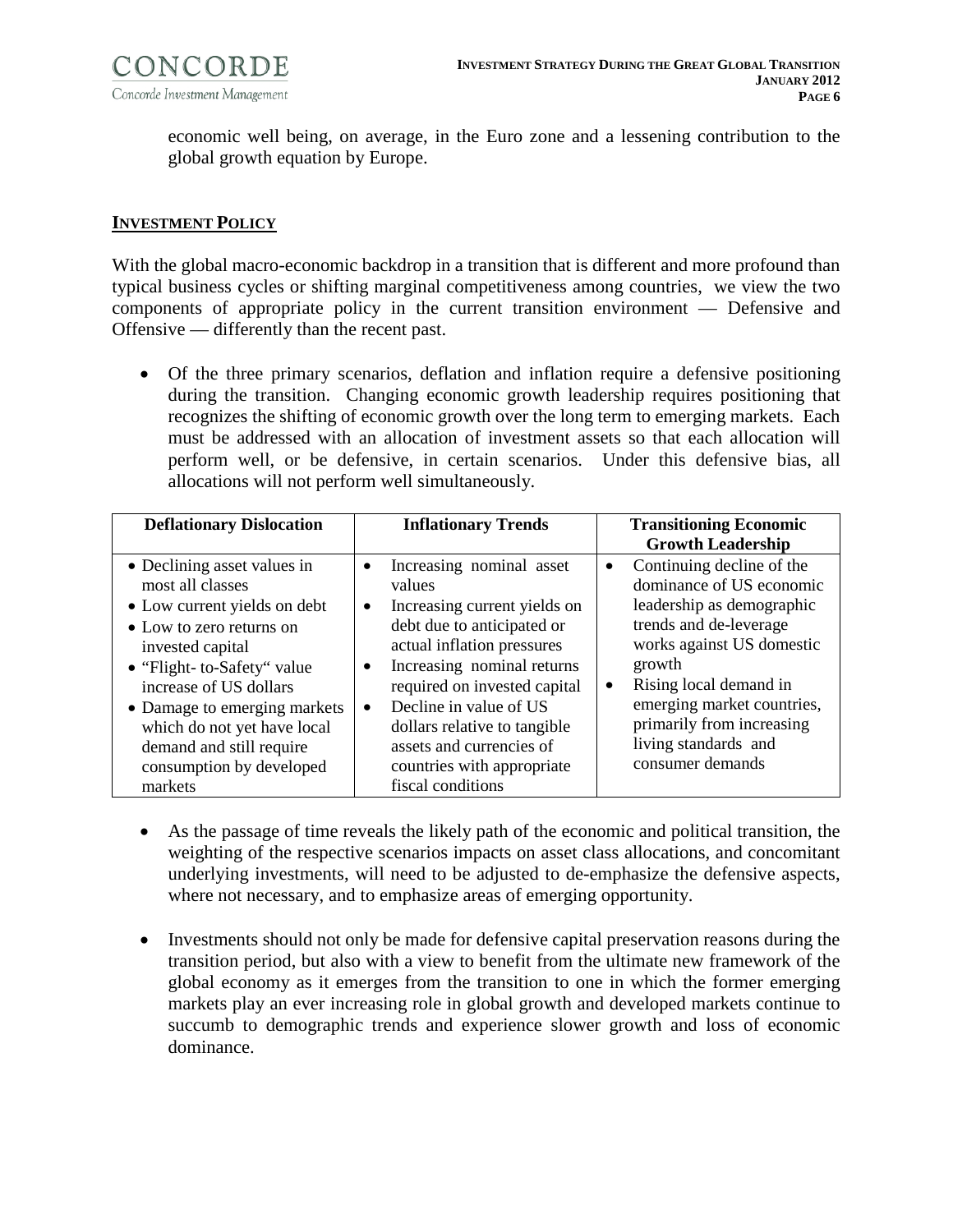economic well being, on average, in the Euro zone and a lessening contribution to the global growth equation by Europe.

## INVESTMENT POLICY

With the global macro-economic backdrop in a transition that is different and more profound than typical business cycles or shifting marginal competitiveness among countries, we view the two components of appropriate policy in the current transition environment — Defensive and Offensive — differently than the recent past.

- Of the three primary scenarios, deflation and inflation require a defensive positioning during the transition. Changing economic growth leadership requires positioning that recognizes the shifting of economic growth over the long term to emerging markets. Each must be addressed with an allocation of investment assets so that each allocation will perform well, or be defensive, in certain scenarios. Under this defensive bias, all allocations will not perform well simultaneously.

| Deflationary Dislocation | Inflationary Trends | Transitioning Economic Growth Leadership |
|---|---|---|
| • Declining asset values in most all classes<br>• Low current yields on debt<br>• Low to zero returns on invested capital<br>• "Flight- to-Safety" value increase of US dollars<br>• Damage to emerging markets which do not yet have local demand and still require consumption by developed markets | • Increasing nominal asset values<br>• Increasing current yields on debt due to anticipated or actual inflation pressures<br>• Increasing nominal returns required on invested capital<br>• Decline in value of US dollars relative to tangible assets and currencies of countries with appropriate fiscal conditions | • Continuing decline of the dominance of US economic leadership as demographic trends and de-leverage works against US domestic growth<br>• Rising local demand in emerging market countries, primarily from increasing living standards and consumer demands |

- As the passage of time reveals the likely path of the economic and political transition, the weighting of the respective scenarios impacts on asset class allocations, and concomitant underlying investments, will need to be adjusted to de-emphasize the defensive aspects, where not necessary, and to emphasize areas of emerging opportunity.

- Investments should not only be made for defensive capital preservation reasons during the transition period, but also with a view to benefit from the ultimate new framework of the global economy as it emerges from the transition to one in which the former emerging markets play an ever increasing role in global growth and developed markets continue to succumb to demographic trends and experience slower growth and loss of economic dominance.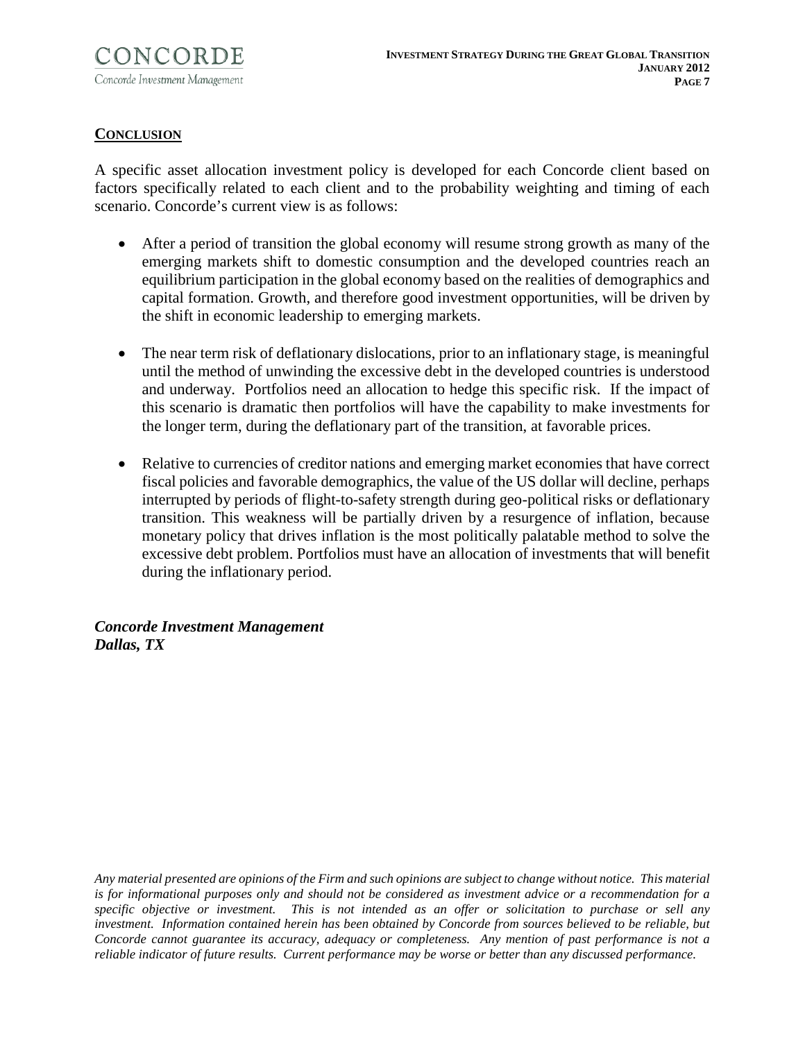## CONCLUSION

A specific asset allocation investment policy is developed for each Concorde client based on factors specifically related to each client and to the probability weighting and timing of each scenario. Concorde's current view is as follows:

- After a period of transition the global economy will resume strong growth as many of the emerging markets shift to domestic consumption and the developed countries reach an equilibrium participation in the global economy based on the realities of demographics and capital formation. Growth, and therefore good investment opportunities, will be driven by the shift in economic leadership to emerging markets.

- The near term risk of deflationary dislocations, prior to an inflationary stage, is meaningful until the method of unwinding the excessive debt in the developed countries is understood and underway. Portfolios need an allocation to hedge this specific risk. If the impact of this scenario is dramatic then portfolios will have the capability to make investments for the longer term, during the deflationary part of the transition, at favorable prices.

- Relative to currencies of creditor nations and emerging market economies that have correct fiscal policies and favorable demographics, the value of the US dollar will decline, perhaps interrupted by periods of flight-to-safety strength during geo-political risks or deflationary transition. This weakness will be partially driven by a resurgence of inflation, because monetary policy that drives inflation is the most politically palatable method to solve the excessive debt problem. Portfolios must have an allocation of investments that will benefit during the inflationary period.

***Concorde Investment Management***
***Dallas, TX***

*Any material presented are opinions of the Firm and such opinions are subject to change without notice. This material is for informational purposes only and should not be considered as investment advice or a recommendation for a specific objective or investment. This is not intended as an offer or solicitation to purchase or sell any investment. Information contained herein has been obtained by Concorde from sources believed to be reliable, but Concorde cannot guarantee its accuracy, adequacy or completeness. Any mention of past performance is not a reliable indicator of future results. Current performance may be worse or better than any discussed performance.*